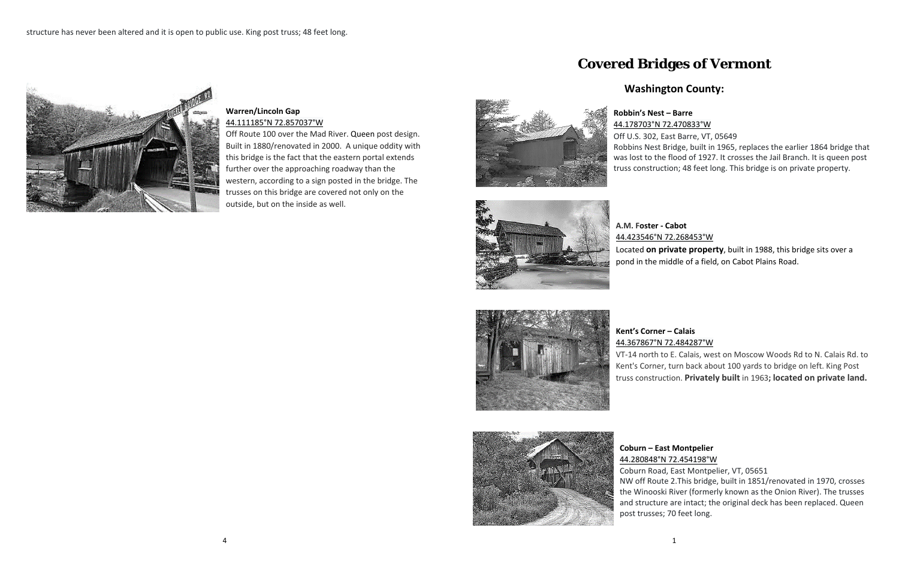structure has never been altered and it is open to public use. King post truss; 48 feet long.

**Warren/Lincoln Gap**
44.111185°N 72.857037°W
Off Route 100 over the Mad River. Queen post design. Built in 1880/renovated in 2000. A unique oddity with this bridge is the fact that the eastern portal extends further over the approaching roadway than the western, according to a sign posted in the bridge. The trusses on this bridge are covered not only on the outside, but on the inside as well.

# Covered Bridges of Vermont

## Washington County:

**Robbin's Nest – Barre**
44.178703°N 72.470833°W
Off U.S. 302, East Barre, VT, 05649
Robbins Nest Bridge, built in 1965, replaces the earlier 1864 bridge that was lost to the flood of 1927. It crosses the Jail Branch. It is queen post truss construction; 48 feet long. This bridge is on private property.

**A.M. Foster - Cabot**
44.423546°N 72.268453°W
Located **on private property**, built in 1988, this bridge sits over a pond in the middle of a field, on Cabot Plains Road.

**Kent's Corner – Calais**
44.367867°N 72.484287°W
VT-14 north to E. Calais, west on Moscow Woods Rd to N. Calais Rd. to Kent's Corner, turn back about 100 yards to bridge on left. King Post truss construction. **Privately built** in 1963**; located on private land.**

**Coburn – East Montpelier**
44.280848°N 72.454198°W
Coburn Road, East Montpelier, VT, 05651
NW off Route 2.This bridge, built in 1851/renovated in 1970, crosses the Winooski River (formerly known as the Onion River). The trusses and structure are intact; the original deck has been replaced. Queen post trusses; 70 feet long.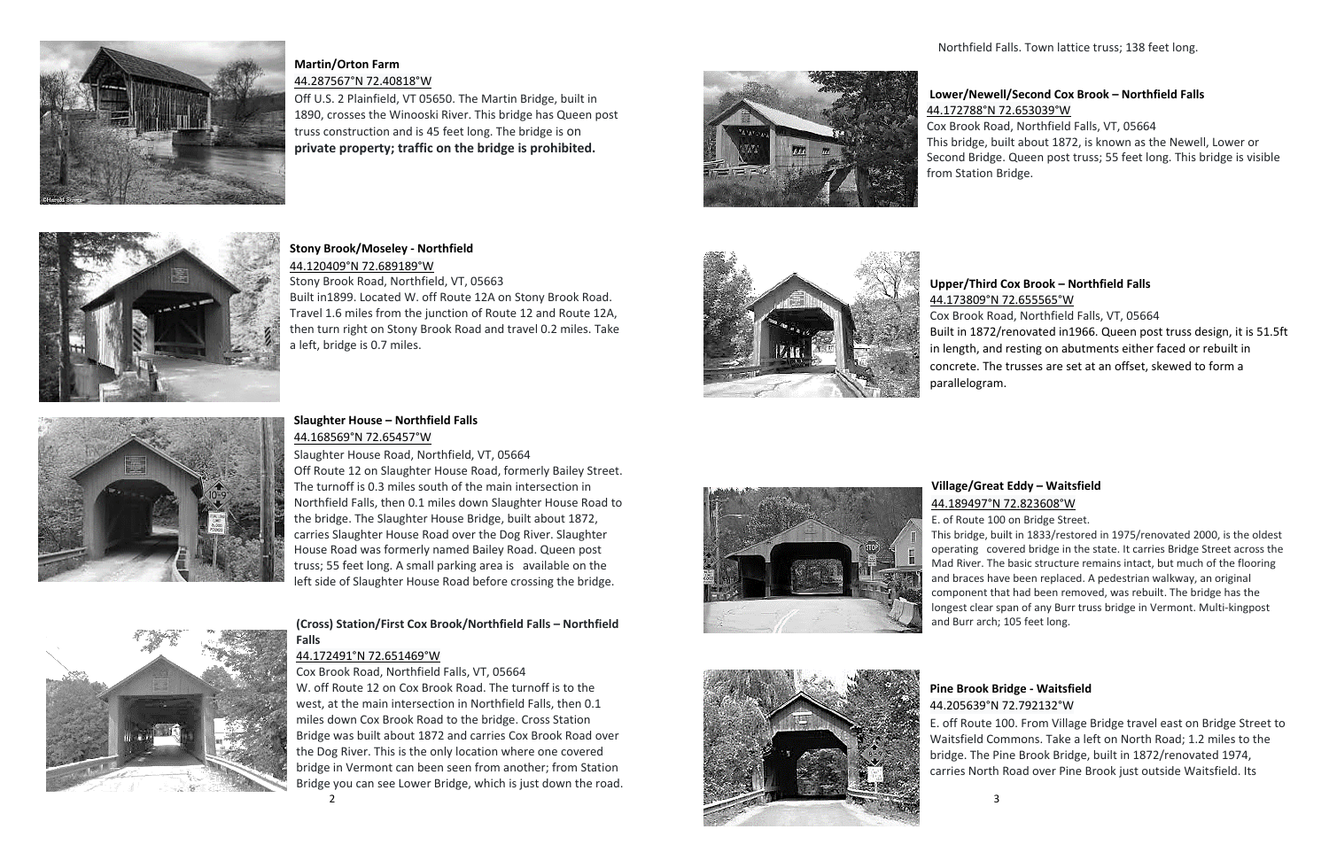### Martin/Orton Farm

44.287567°N 72.40818°W

Off U.S. 2 Plainfield, VT 05650. The Martin Bridge, built in 1890, crosses the Winooski River. This bridge has Queen post truss construction and is 45 feet long. The bridge is on **private property; traffic on the bridge is prohibited.**

### Stony Brook/Moseley - Northfield

44.120409°N 72.689189°W

Stony Brook Road, Northfield, VT, 05663

Built in1899. Located W. off Route 12A on Stony Brook Road. Travel 1.6 miles from the junction of Route 12 and Route 12A, then turn right on Stony Brook Road and travel 0.2 miles. Take a left, bridge is 0.7 miles.

### Slaughter House – Northfield Falls

44.168569°N 72.65457°W

Slaughter House Road, Northfield, VT, 05664

Off Route 12 on Slaughter House Road, formerly Bailey Street. The turnoff is 0.3 miles south of the main intersection in Northfield Falls, then 0.1 miles down Slaughter House Road to the bridge. The Slaughter House Bridge, built about 1872, carries Slaughter House Road over the Dog River. Slaughter House Road was formerly named Bailey Road. Queen post truss; 55 feet long. A small parking area is available on the left side of Slaughter House Road before crossing the bridge.

### (Cross) Station/First Cox Brook/Northfield Falls – Northfield Falls

44.172491°N 72.651469°W

Cox Brook Road, Northfield Falls, VT, 05664

W. off Route 12 on Cox Brook Road. The turnoff is to the west, at the main intersection in Northfield Falls, then 0.1 miles down Cox Brook Road to the bridge. Cross Station Bridge was built about 1872 and carries Cox Brook Road over the Dog River. This is the only location where one covered bridge in Vermont can been seen from another; from Station Bridge you can see Lower Bridge, which is just down the road. Northfield Falls. Town lattice truss; 138 feet long.

### Lower/Newell/Second Cox Brook – Northfield Falls

44.172788°N 72.653039°W

Cox Brook Road, Northfield Falls, VT, 05664

This bridge, built about 1872, is known as the Newell, Lower or Second Bridge. Queen post truss; 55 feet long. This bridge is visible from Station Bridge.

### Upper/Third Cox Brook – Northfield Falls

44.173809°N 72.655565°W

Cox Brook Road, Northfield Falls, VT, 05664

Built in 1872/renovated in1966. Queen post truss design, it is 51.5ft in length, and resting on abutments either faced or rebuilt in concrete. The trusses are set at an offset, skewed to form a parallelogram.

### Village/Great Eddy – Waitsfield

44.189497°N 72.823608°W

E. of Route 100 on Bridge Street.

This bridge, built in 1833/restored in 1975/renovated 2000, is the oldest operating covered bridge in the state. It carries Bridge Street across the Mad River. The basic structure remains intact, but much of the flooring and braces have been replaced. A pedestrian walkway, an original component that had been removed, was rebuilt. The bridge has the longest clear span of any Burr truss bridge in Vermont. Multi-kingpost and Burr arch; 105 feet long.

### Pine Brook Bridge - Waitsfield

44.205639°N 72.792132°W

E. off Route 100. From Village Bridge travel east on Bridge Street to Waitsfield Commons. Take a left on North Road; 1.2 miles to the bridge. The Pine Brook Bridge, built in 1872/renovated 1974, carries North Road over Pine Brook just outside Waitsfield. Its